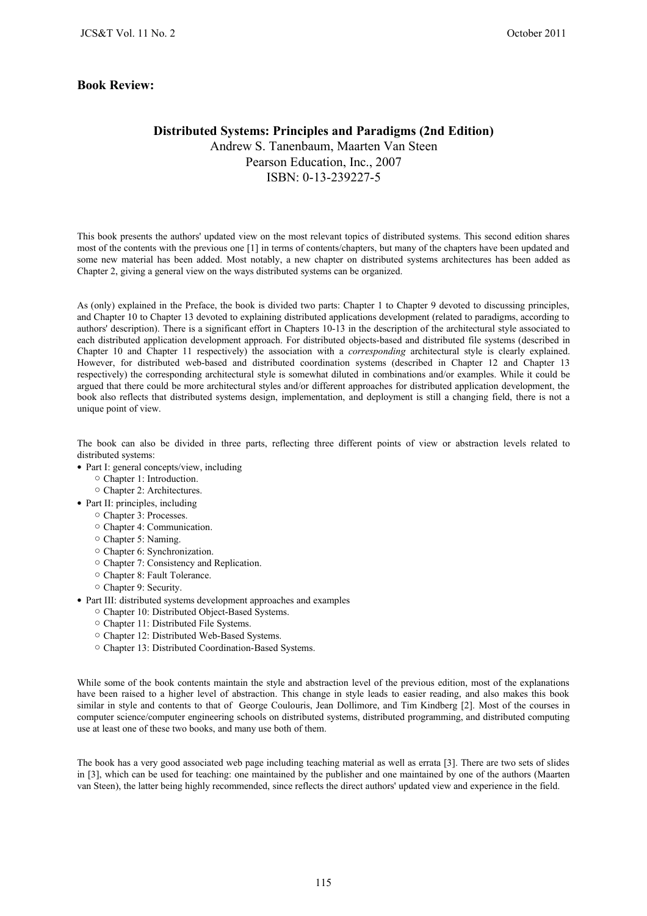## Book Review:

### Distributed Systems: Principles and Paradigms (2nd Edition)

Andrew S. Tanenbaum, Maarten Van Steen
Pearson Education, Inc., 2007
ISBN: 0-13-239227-5

This book presents the authors' updated view on the most relevant topics of distributed systems. This second edition shares most of the contents with the previous one [1] in terms of contents/chapters, but many of the chapters have been updated and some new material has been added. Most notably, a new chapter on distributed systems architectures has been added as Chapter 2, giving a general view on the ways distributed systems can be organized.

As (only) explained in the Preface, the book is divided two parts: Chapter 1 to Chapter 9 devoted to discussing principles, and Chapter 10 to Chapter 13 devoted to explaining distributed applications development (related to paradigms, according to authors' description). There is a significant effort in Chapters 10-13 in the description of the architectural style associated to each distributed application development approach. For distributed objects-based and distributed file systems (described in Chapter 10 and Chapter 11 respectively) the association with a *corresponding* architectural style is clearly explained. However, for distributed web-based and distributed coordination systems (described in Chapter 12 and Chapter 13 respectively) the corresponding architectural style is somewhat diluted in combinations and/or examples. While it could be argued that there could be more architectural styles and/or different approaches for distributed application development, the book also reflects that distributed systems design, implementation, and deployment is still a changing field, there is not a unique point of view.

The book can also be divided in three parts, reflecting three different points of view or abstraction levels related to distributed systems:

- Part I: general concepts/view, including
  - Chapter 1: Introduction.
  - Chapter 2: Architectures.
- Part II: principles, including
  - Chapter 3: Processes.
  - Chapter 4: Communication.
  - Chapter 5: Naming.
  - Chapter 6: Synchronization.
  - Chapter 7: Consistency and Replication.
  - Chapter 8: Fault Tolerance.
  - Chapter 9: Security.
- Part III: distributed systems development approaches and examples
  - Chapter 10: Distributed Object-Based Systems.
  - Chapter 11: Distributed File Systems.
  - Chapter 12: Distributed Web-Based Systems.
  - Chapter 13: Distributed Coordination-Based Systems.

While some of the book contents maintain the style and abstraction level of the previous edition, most of the explanations have been raised to a higher level of abstraction. This change in style leads to easier reading, and also makes this book similar in style and contents to that of George Coulouris, Jean Dollimore, and Tim Kindberg [2]. Most of the courses in computer science/computer engineering schools on distributed systems, distributed programming, and distributed computing use at least one of these two books, and many use both of them.

The book has a very good associated web page including teaching material as well as errata [3]. There are two sets of slides in [3], which can be used for teaching: one maintained by the publisher and one maintained by one of the authors (Maarten van Steen), the latter being highly recommended, since reflects the direct authors' updated view and experience in the field.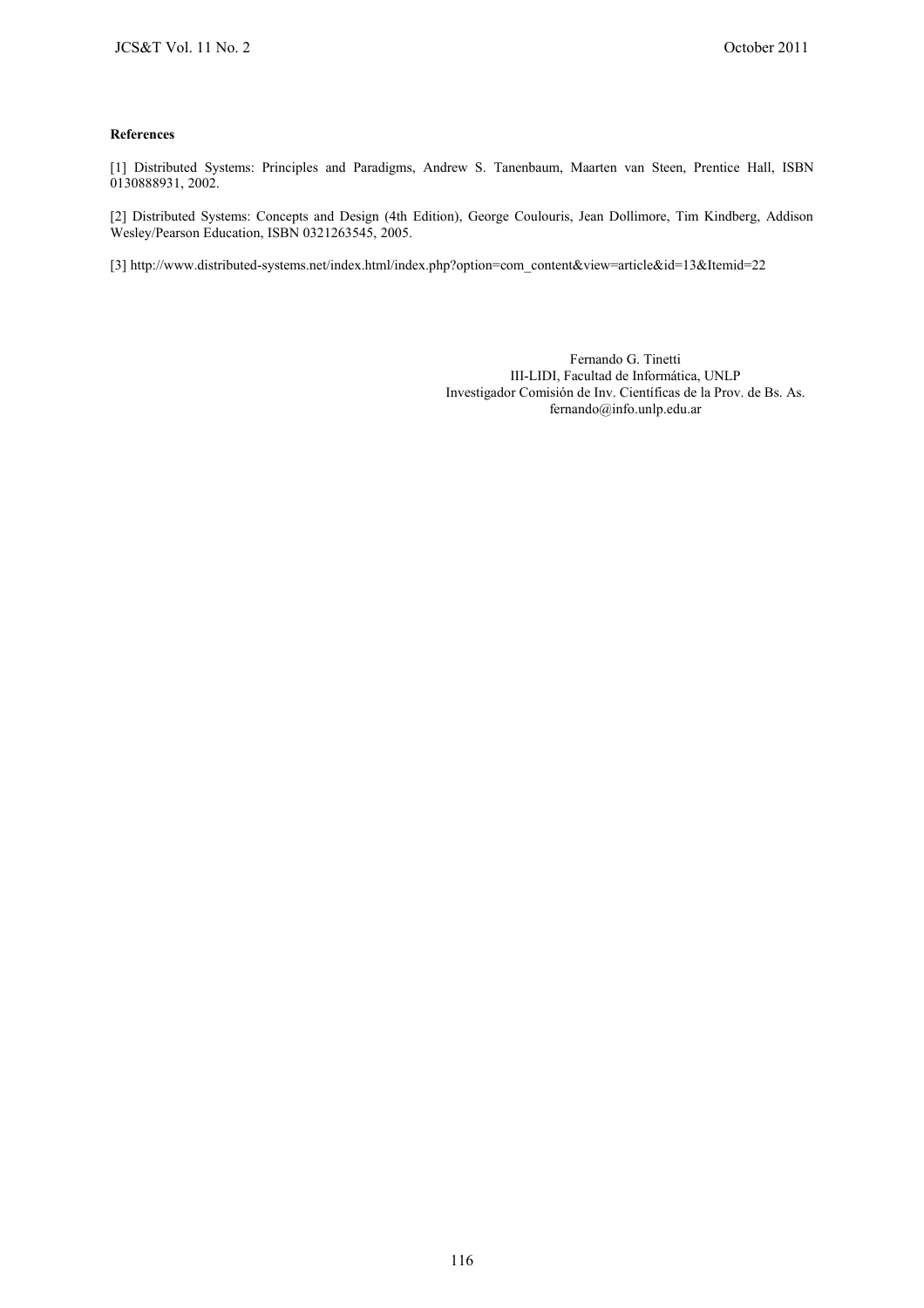**References**

[1] Distributed Systems: Principles and Paradigms, Andrew S. Tanenbaum, Maarten van Steen, Prentice Hall, ISBN 0130888931, 2002.

[2] Distributed Systems: Concepts and Design (4th Edition), George Coulouris, Jean Dollimore, Tim Kindberg, Addison Wesley/Pearson Education, ISBN 0321263545, 2005.

[3] http://www.distributed-systems.net/index.html/index.php?option=com_content&view=article&id=13&Itemid=22

Fernando G. Tinetti
III-LIDI, Facultad de Informática, UNLP
Investigador Comisión de Inv. Científicas de la Prov. de Bs. As.
fernando@info.unlp.edu.ar